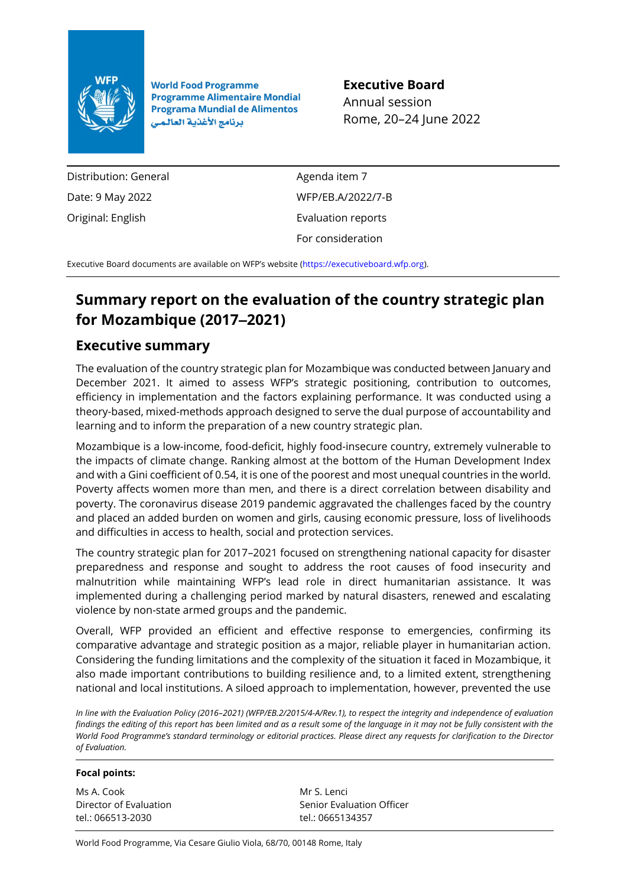World Food Programme
Programme Alimentaire Mondial
Programa Mundial de Alimentos
برنامج الأغذية العالمي

**Executive Board**
Annual session
Rome, 20–24 June 2022

| | |
|---|---|
| Distribution: General | Agenda item 7 |
| Date: 9 May 2022 | WFP/EB.A/2022/7-B |
| Original: English | Evaluation reports |
| | For consideration |

Executive Board documents are available on WFP's website (https://executiveboard.wfp.org).

# Summary report on the evaluation of the country strategic plan for Mozambique (2017–2021)

## Executive summary

The evaluation of the country strategic plan for Mozambique was conducted between January and December 2021. It aimed to assess WFP's strategic positioning, contribution to outcomes, efficiency in implementation and the factors explaining performance. It was conducted using a theory-based, mixed-methods approach designed to serve the dual purpose of accountability and learning and to inform the preparation of a new country strategic plan.

Mozambique is a low-income, food-deficit, highly food-insecure country, extremely vulnerable to the impacts of climate change. Ranking almost at the bottom of the Human Development Index and with a Gini coefficient of 0.54, it is one of the poorest and most unequal countries in the world. Poverty affects women more than men, and there is a direct correlation between disability and poverty. The coronavirus disease 2019 pandemic aggravated the challenges faced by the country and placed an added burden on women and girls, causing economic pressure, loss of livelihoods and difficulties in access to health, social and protection services.

The country strategic plan for 2017–2021 focused on strengthening national capacity for disaster preparedness and response and sought to address the root causes of food insecurity and malnutrition while maintaining WFP's lead role in direct humanitarian assistance. It was implemented during a challenging period marked by natural disasters, renewed and escalating violence by non-state armed groups and the pandemic.

Overall, WFP provided an efficient and effective response to emergencies, confirming its comparative advantage and strategic position as a major, reliable player in humanitarian action. Considering the funding limitations and the complexity of the situation it faced in Mozambique, it also made important contributions to building resilience and, to a limited extent, strengthening national and local institutions. A siloed approach to implementation, however, prevented the use

*In line with the Evaluation Policy (2016–2021) (WFP/EB.2/2015/4-A/Rev.1), to respect the integrity and independence of evaluation findings the editing of this report has been limited and as a result some of the language in it may not be fully consistent with the World Food Programme's standard terminology or editorial practices. Please direct any requests for clarification to the Director of Evaluation.*

**Focal points:**

| | |
|---|---|
| Ms A. Cook<br>Director of Evaluation<br>tel.: 066513-2030 | Mr S. Lenci<br>Senior Evaluation Officer<br>tel.: 0665134357 |

World Food Programme, Via Cesare Giulio Viola, 68/70, 00148 Rome, Italy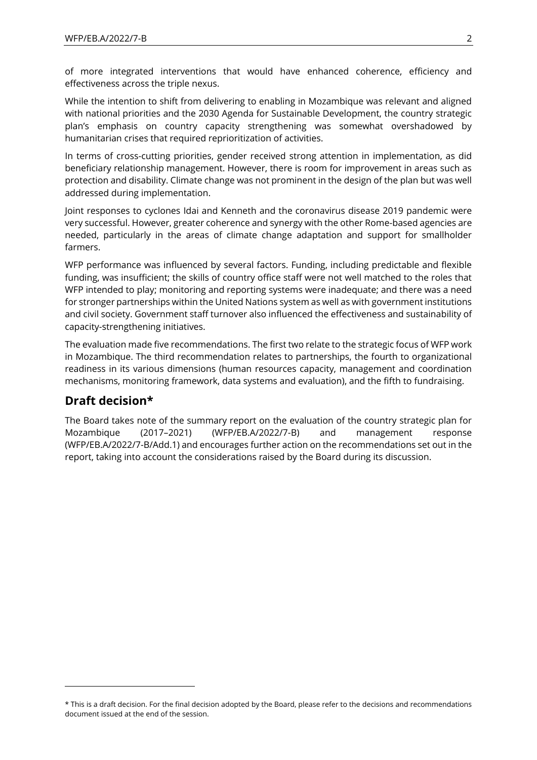of more integrated interventions that would have enhanced coherence, efficiency and effectiveness across the triple nexus.

While the intention to shift from delivering to enabling in Mozambique was relevant and aligned with national priorities and the 2030 Agenda for Sustainable Development, the country strategic plan's emphasis on country capacity strengthening was somewhat overshadowed by humanitarian crises that required reprioritization of activities.

In terms of cross-cutting priorities, gender received strong attention in implementation, as did beneficiary relationship management. However, there is room for improvement in areas such as protection and disability. Climate change was not prominent in the design of the plan but was well addressed during implementation.

Joint responses to cyclones Idai and Kenneth and the coronavirus disease 2019 pandemic were very successful. However, greater coherence and synergy with the other Rome-based agencies are needed, particularly in the areas of climate change adaptation and support for smallholder farmers.

WFP performance was influenced by several factors. Funding, including predictable and flexible funding, was insufficient; the skills of country office staff were not well matched to the roles that WFP intended to play; monitoring and reporting systems were inadequate; and there was a need for stronger partnerships within the United Nations system as well as with government institutions and civil society. Government staff turnover also influenced the effectiveness and sustainability of capacity-strengthening initiatives.

The evaluation made five recommendations. The first two relate to the strategic focus of WFP work in Mozambique. The third recommendation relates to partnerships, the fourth to organizational readiness in its various dimensions (human resources capacity, management and coordination mechanisms, monitoring framework, data systems and evaluation), and the fifth to fundraising.

## Draft decision*

The Board takes note of the summary report on the evaluation of the country strategic plan for Mozambique (2017–2021) (WFP/EB.A/2022/7-B) and management response (WFP/EB.A/2022/7-B/Add.1) and encourages further action on the recommendations set out in the report, taking into account the considerations raised by the Board during its discussion.

---

* This is a draft decision. For the final decision adopted by the Board, please refer to the decisions and recommendations document issued at the end of the session.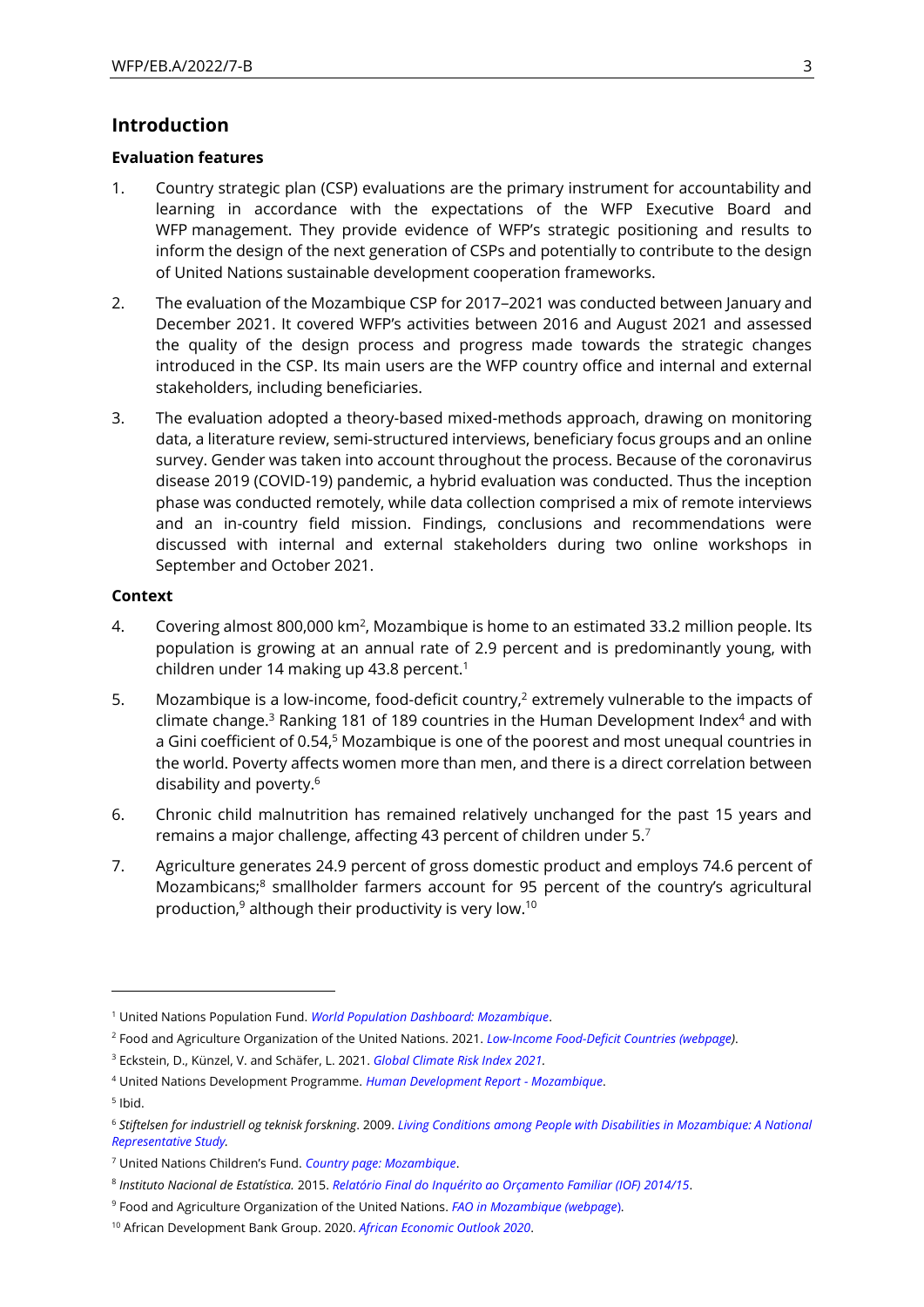## Introduction

### Evaluation features

1. Country strategic plan (CSP) evaluations are the primary instrument for accountability and learning in accordance with the expectations of the WFP Executive Board and WFP management. They provide evidence of WFP's strategic positioning and results to inform the design of the next generation of CSPs and potentially to contribute to the design of United Nations sustainable development cooperation frameworks.

2. The evaluation of the Mozambique CSP for 2017–2021 was conducted between January and December 2021. It covered WFP's activities between 2016 and August 2021 and assessed the quality of the design process and progress made towards the strategic changes introduced in the CSP. Its main users are the WFP country office and internal and external stakeholders, including beneficiaries.

3. The evaluation adopted a theory-based mixed-methods approach, drawing on monitoring data, a literature review, semi-structured interviews, beneficiary focus groups and an online survey. Gender was taken into account throughout the process. Because of the coronavirus disease 2019 (COVID-19) pandemic, a hybrid evaluation was conducted. Thus the inception phase was conducted remotely, while data collection comprised a mix of remote interviews and an in-country field mission. Findings, conclusions and recommendations were discussed with internal and external stakeholders during two online workshops in September and October 2021.

### Context

4. Covering almost 800,000 km$^2$, Mozambique is home to an estimated 33.2 million people. Its population is growing at an annual rate of 2.9 percent and is predominantly young, with children under 14 making up 43.8 percent.[1]

5. Mozambique is a low-income, food-deficit country,[2] extremely vulnerable to the impacts of climate change.[3] Ranking 181 of 189 countries in the Human Development Index[4] and with a Gini coefficient of 0.54,[5] Mozambique is one of the poorest and most unequal countries in the world. Poverty affects women more than men, and there is a direct correlation between disability and poverty.[6]

6. Chronic child malnutrition has remained relatively unchanged for the past 15 years and remains a major challenge, affecting 43 percent of children under 5.[7]

7. Agriculture generates 24.9 percent of gross domestic product and employs 74.6 percent of Mozambicans;[8] smallholder farmers account for 95 percent of the country's agricultural production,[9] although their productivity is very low.[10]

---

[1] United Nations Population Fund. *World Population Dashboard: Mozambique*.

[2] Food and Agriculture Organization of the United Nations. 2021. *Low-Income Food-Deficit Countries (webpage)*.

[3] Eckstein, D., Künzel, V. and Schäfer, L. 2021. *Global Climate Risk Index 2021*.

[4] United Nations Development Programme. *Human Development Report - Mozambique*.

[5] Ibid.

[6] *Stiftelsen for industriell og teknisk forskning*. 2009. *Living Conditions among People with Disabilities in Mozambique: A National Representative Study*.

[7] United Nations Children's Fund. *Country page: Mozambique*.

[8] *Instituto Nacional de Estatística.* 2015. *Relatório Final do Inquérito ao Orçamento Familiar (IOF) 2014/15*.

[9] Food and Agriculture Organization of the United Nations. *FAO in Mozambique (webpage)*.

[10] African Development Bank Group. 2020. *African Economic Outlook 2020*.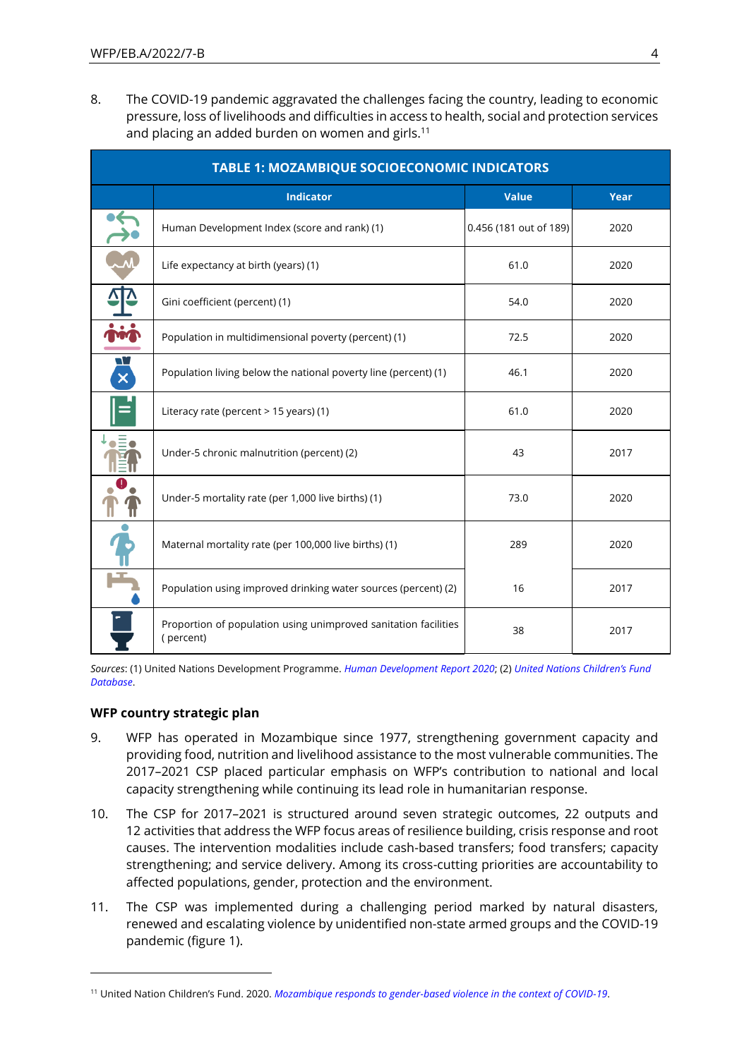8. The COVID-19 pandemic aggravated the challenges facing the country, leading to economic pressure, loss of livelihoods and difficulties in access to health, social and protection services and placing an added burden on women and girls.[11]

| TABLE 1: MOZAMBIQUE SOCIOECONOMIC INDICATORS | | | |
|---|---|---|---|
| | **Indicator** | **Value** | **Year** |
| | Human Development Index (score and rank) (1) | 0.456 (181 out of 189) | 2020 |
| | Life expectancy at birth (years) (1) | 61.0 | 2020 |
| | Gini coefficient (percent) (1) | 54.0 | 2020 |
| | Population in multidimensional poverty (percent) (1) | 72.5 | 2020 |
| | Population living below the national poverty line (percent) (1) | 46.1 | 2020 |
| | Literacy rate (percent > 15 years) (1) | 61.0 | 2020 |
| | Under-5 chronic malnutrition (percent) (2) | 43 | 2017 |
| | Under-5 mortality rate (per 1,000 live births) (1) | 73.0 | 2020 |
| | Maternal mortality rate (per 100,000 live births) (1) | 289 | 2020 |
| | Population using improved drinking water sources (percent) (2) | 16 | 2017 |
| | Proportion of population using unimproved sanitation facilities ( percent) | 38 | 2017 |

*Sources*: (1) United Nations Development Programme. *Human Development Report 2020*; (2) *United Nations Children's Fund Database*.

**WFP country strategic plan**

9. WFP has operated in Mozambique since 1977, strengthening government capacity and providing food, nutrition and livelihood assistance to the most vulnerable communities. The 2017–2021 CSP placed particular emphasis on WFP's contribution to national and local capacity strengthening while continuing its lead role in humanitarian response.

10. The CSP for 2017–2021 is structured around seven strategic outcomes, 22 outputs and 12 activities that address the WFP focus areas of resilience building, crisis response and root causes. The intervention modalities include cash-based transfers; food transfers; capacity strengthening; and service delivery. Among its cross-cutting priorities are accountability to affected populations, gender, protection and the environment.

11. The CSP was implemented during a challenging period marked by natural disasters, renewed and escalating violence by unidentified non-state armed groups and the COVID-19 pandemic (figure 1).

[11] United Nation Children's Fund. 2020. *Mozambique responds to gender-based violence in the context of COVID-19*.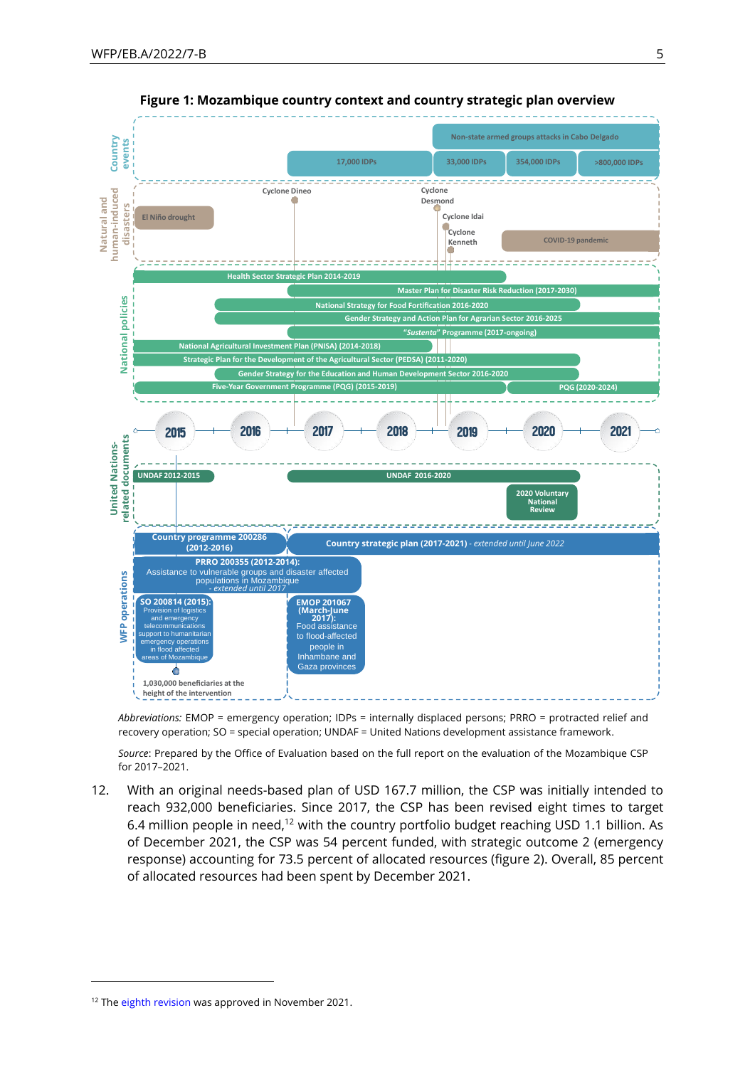**Figure 1: Mozambique country context and country strategic plan overview**

*Abbreviations:* EMOP = emergency operation; IDPs = internally displaced persons; PRRO = protracted relief and recovery operation; SO = special operation; UNDAF = United Nations development assistance framework.

*Source*: Prepared by the Office of Evaluation based on the full report on the evaluation of the Mozambique CSP for 2017–2021.

12. With an original needs-based plan of USD 167.7 million, the CSP was initially intended to reach 932,000 beneficiaries. Since 2017, the CSP has been revised eight times to target 6.4 million people in need,[12] with the country portfolio budget reaching USD 1.1 billion. As of December 2021, the CSP was 54 percent funded, with strategic outcome 2 (emergency response) accounting for 73.5 percent of allocated resources (figure 2). Overall, 85 percent of allocated resources had been spent by December 2021.

[12] The eighth revision was approved in November 2021.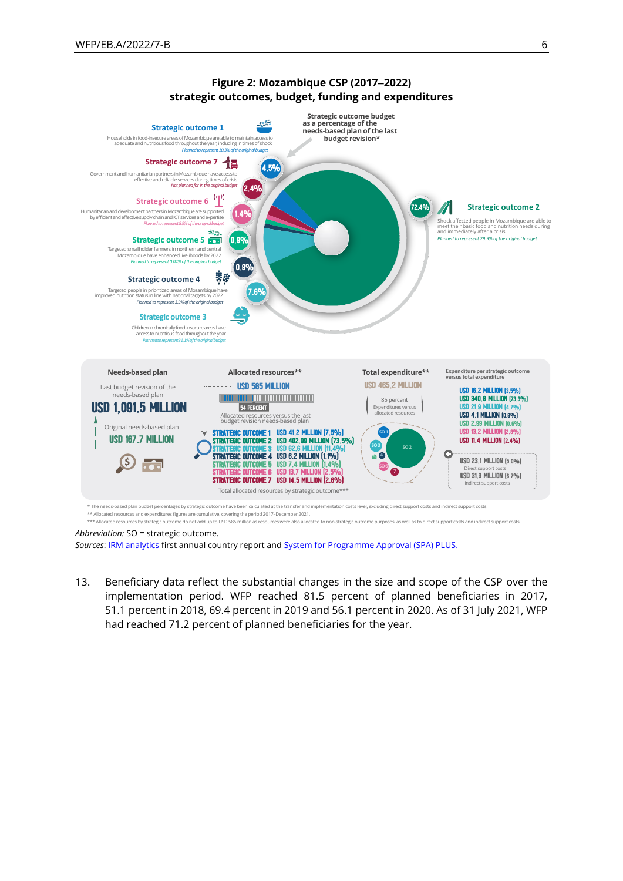**Figure 2: Mozambique CSP (2017–2022)**
**strategic outcomes, budget, funding and expenditures**

Strategic outcome budget as a percentage of the needs-based plan of the last budget revision*

**Strategic outcome 1** — 4.5%
Households in food-insecure areas of Mozambique are able to maintain access to adequate and nutritious food throughout the year, including in times of shock
*Planned to represent 10.3% of the original budget*

**Strategic outcome 7** — 2.4%
Government and humanitarian partners in Mozambique have access to effective and reliable services during times of crisis
*Not planned for in the original budget*

**Strategic outcome 6** — 1.4%
Humanitarian and development partners in Mozambique are supported by efficient and effective supply chain and ICT services and expertise
*Planned to represent 8.9% of the original budget*

**Strategic outcome 5** — 0.9%
Targeted smallholder farmers in northern and central Mozambique have enhanced livelihoods by 2022
*Planned to represent 0.04% of the original budget*

**Strategic outcome 4** — 0.9%
Targeted people in prioritized areas of Mozambique have improved nutrition status in line with national targets by 2022
*Planned to represent 3.9% of the original budget*

**Strategic outcome 3** — 7.6%
Children in chronically food-insecure areas have access to nutritious food throughout the year
*Planned to represent 31.1% of the original budget*

**Strategic outcome 2** — 72.4%
Shock affected people in Mozambique are able to meet their basic food and nutrition needs during and immediately after a crisis
*Planned to represent 29.9% of the original budget*

**Needs-based plan**
Last budget revision of the needs-based plan: **USD 1,091.5 MILLION**
Original needs-based plan: **USD 167.7 MILLION**

**Allocated resources****
**USD 585 MILLION**
54 PERCENT — Allocated resources versus the last budget revision needs-based plan

| Strategic outcome | Allocated resources |
|---|---|
| Strategic outcome 1 | USD 41.2 million (7.5%) |
| Strategic outcome 2 | USD 402.99 million (73.5%) |
| Strategic outcome 3 | USD 62.6 million (11.4%) |
| Strategic outcome 4 | USD 6.2 million (1.1%) |
| Strategic outcome 5 | USD 7.4 million (1.4%) |
| Strategic outcome 6 | USD 13.7 million (2.5%) |
| Strategic outcome 7 | USD 14.5 million (2.6%) |

Total allocated resources by strategic outcome***

**Total expenditure****
**USD 465.2 MILLION**
85 percent — Expenditures versus allocated resources

**Expenditure per strategic outcome versus total expenditure**

| | Expenditure |
|---|---|
| SO 1 | USD 16.2 million (3.5%) |
| SO 2 | USD 340.8 million (73.3%) |
| SO 3 | USD 21.9 million (4.7%) |
| SO 4 | USD 4.1 million (0.9%) |
| SO 5 | USD 2.99 million (0.6%) |
| SO 6 | USD 13.2 million (2.8%) |
| SO 7 | USD 11.4 million (2.4%) |
| Direct support costs | USD 23.1 million (5.0%) |
| Indirect support costs | USD 31.3 million (6.7%) |

\* The needs-based plan budget percentages by strategic outcome have been calculated at the transfer and implementation costs level, excluding direct support costs and indirect support costs.
** Allocated resources and expenditures figures are cumulative, covering the period 2017–December 2021.
*** Allocated resources by strategic outcome do not add up to USD 585 million as resources were also allocated to non-strategic outcome purposes, as well as to direct support costs and indirect support costs.

*Abbreviation:* SO = strategic outcome.
*Sources*: IRM analytics first annual country report and System for Programme Approval (SPA) PLUS.

13. Beneficiary data reflect the substantial changes in the size and scope of the CSP over the implementation period. WFP reached 81.5 percent of planned beneficiaries in 2017, 51.1 percent in 2018, 69.4 percent in 2019 and 56.1 percent in 2020. As of 31 July 2021, WFP had reached 71.2 percent of planned beneficiaries for the year.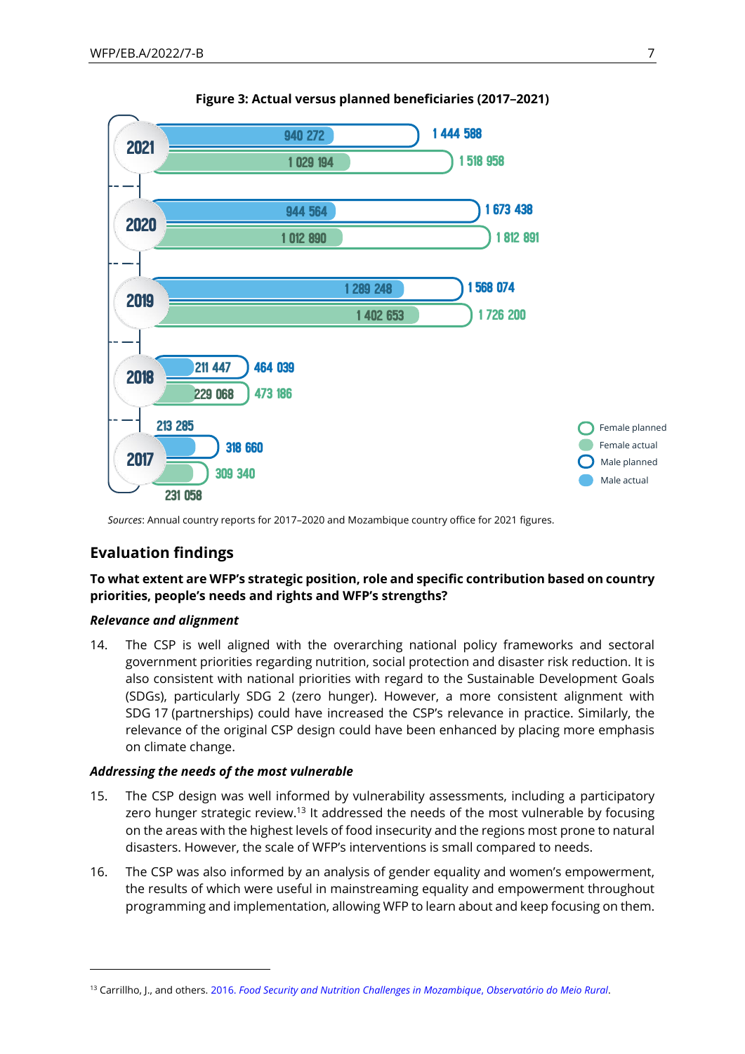**Figure 3: Actual versus planned beneficiaries (2017–2021)**

| Year | Male actual | Male planned | Female actual | Female planned |
|---|---|---|---|---|
| 2021 | 940 272 | 1 444 588 | 1 029 194 | 1 518 958 |
| 2020 | 944 564 | 1 673 438 | 1 012 890 | 1 812 891 |
| 2019 | 1 289 248 | 1 568 074 | 1 402 653 | 1 726 200 |
| 2018 | 211 447 | 464 039 | 229 068 | 473 186 |
| 2017 | 213 285 | 318 660 | 231 058 | 309 340 |

*Sources*: Annual country reports for 2017–2020 and Mozambique country office for 2021 figures.

## Evaluation findings

**To what extent are WFP's strategic position, role and specific contribution based on country priorities, people's needs and rights and WFP's strengths?**

***Relevance and alignment***

14. The CSP is well aligned with the overarching national policy frameworks and sectoral government priorities regarding nutrition, social protection and disaster risk reduction. It is also consistent with national priorities with regard to the Sustainable Development Goals (SDGs), particularly SDG 2 (zero hunger). However, a more consistent alignment with SDG 17 (partnerships) could have increased the CSP's relevance in practice. Similarly, the relevance of the original CSP design could have been enhanced by placing more emphasis on climate change.

***Addressing the needs of the most vulnerable***

15. The CSP design was well informed by vulnerability assessments, including a participatory zero hunger strategic review.[13] It addressed the needs of the most vulnerable by focusing on the areas with the highest levels of food insecurity and the regions most prone to natural disasters. However, the scale of WFP's interventions is small compared to needs.

16. The CSP was also informed by an analysis of gender equality and women's empowerment, the results of which were useful in mainstreaming equality and empowerment throughout programming and implementation, allowing WFP to learn about and keep focusing on them.

[13] Carrillho, J., and others. 2016. *Food Security and Nutrition Challenges in Mozambique, Observatório do Meio Rural*.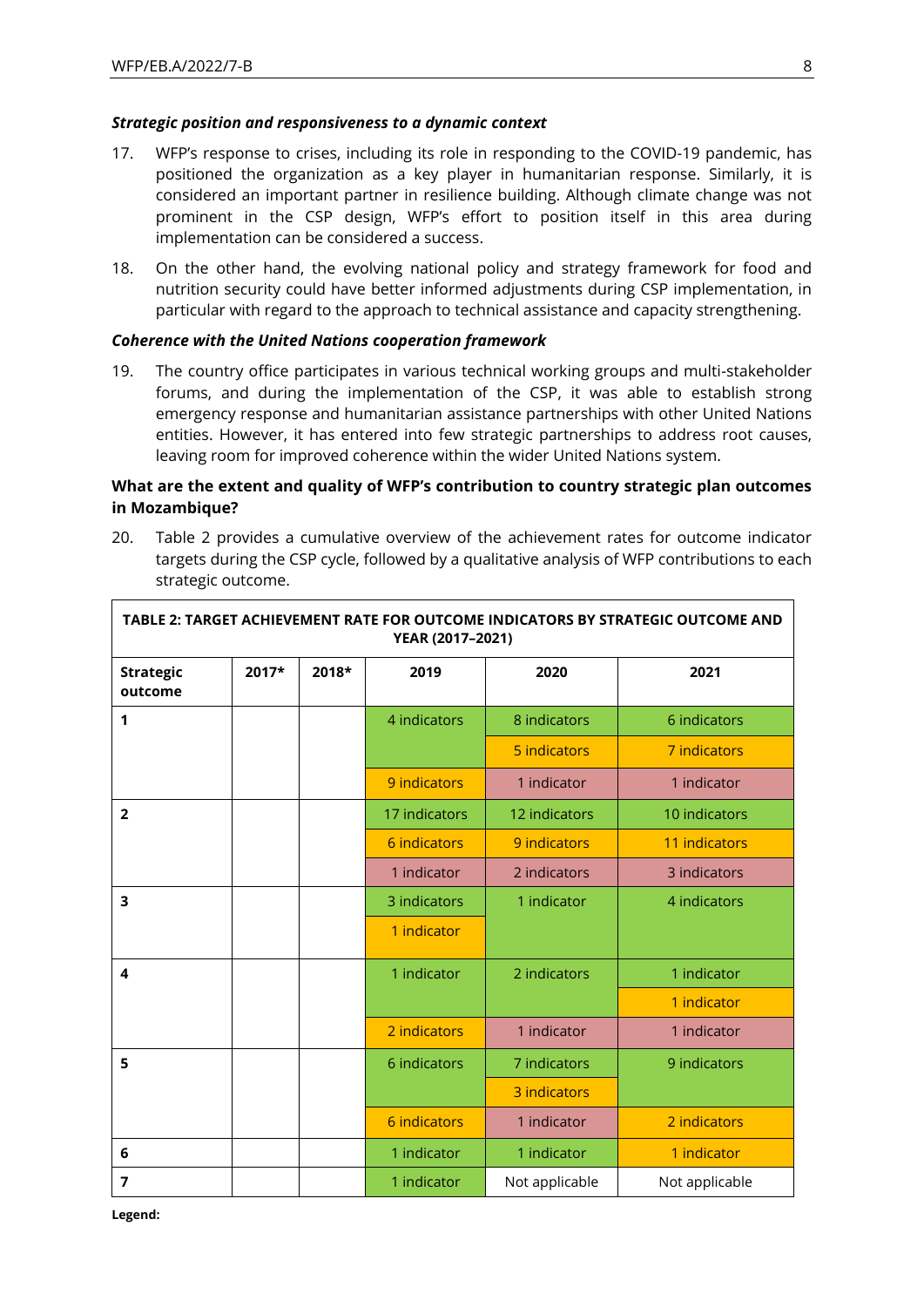### *Strategic position and responsiveness to a dynamic context*

17. WFP's response to crises, including its role in responding to the COVID-19 pandemic, has positioned the organization as a key player in humanitarian response. Similarly, it is considered an important partner in resilience building. Although climate change was not prominent in the CSP design, WFP's effort to position itself in this area during implementation can be considered a success.

18. On the other hand, the evolving national policy and strategy framework for food and nutrition security could have better informed adjustments during CSP implementation, in particular with regard to the approach to technical assistance and capacity strengthening.

### *Coherence with the United Nations cooperation framework*

19. The country office participates in various technical working groups and multi-stakeholder forums, and during the implementation of the CSP, it was able to establish strong emergency response and humanitarian assistance partnerships with other United Nations entities. However, it has entered into few strategic partnerships to address root causes, leaving room for improved coherence within the wider United Nations system.

### What are the extent and quality of WFP's contribution to country strategic plan outcomes in Mozambique?

20. Table 2 provides a cumulative overview of the achievement rates for outcome indicator targets during the CSP cycle, followed by a qualitative analysis of WFP contributions to each strategic outcome.

**TABLE 2: TARGET ACHIEVEMENT RATE FOR OUTCOME INDICATORS BY STRATEGIC OUTCOME AND YEAR (2017–2021)**

| Strategic outcome | 2017* | 2018* | 2019 | 2020 | 2021 |
|---|---|---|---|---|---|
| 1 | | | 4 indicators | 8 indicators | 6 indicators |
| | | | | 5 indicators | 7 indicators |
| | | | 9 indicators | 1 indicator | 1 indicator |
| 2 | | | 17 indicators | 12 indicators | 10 indicators |
| | | | 6 indicators | 9 indicators | 11 indicators |
| | | | 1 indicator | 2 indicators | 3 indicators |
| 3 | | | 3 indicators | 1 indicator | 4 indicators |
| | | | 1 indicator | | |
| 4 | | | 1 indicator | 2 indicators | 1 indicator |
| | | | | | 1 indicator |
| | | | 2 indicators | 1 indicator | 1 indicator |
| 5 | | | 6 indicators | 7 indicators | 9 indicators |
| | | | | 3 indicators | |
| | | | 6 indicators | 1 indicator | 2 indicators |
| 6 | | | 1 indicator | 1 indicator | 1 indicator |
| 7 | | | 1 indicator | Not applicable | Not applicable |

**Legend:**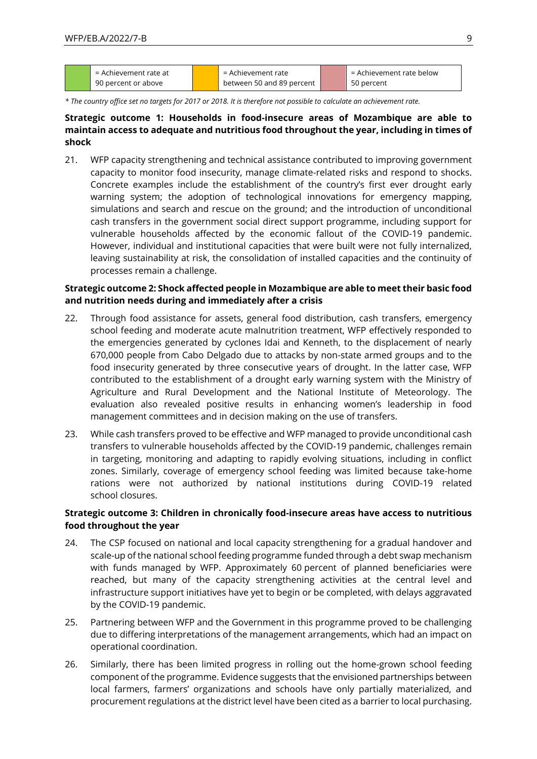| | = Achievement rate at 90 percent or above | | = Achievement rate between 50 and 89 percent | | = Achievement rate below 50 percent |
|---|---|---|---|---|---|

*\* The country office set no targets for 2017 or 2018. It is therefore not possible to calculate an achievement rate.*

**Strategic outcome 1: Households in food-insecure areas of Mozambique are able to maintain access to adequate and nutritious food throughout the year, including in times of shock**

21. WFP capacity strengthening and technical assistance contributed to improving government capacity to monitor food insecurity, manage climate-related risks and respond to shocks. Concrete examples include the establishment of the country's first ever drought early warning system; the adoption of technological innovations for emergency mapping, simulations and search and rescue on the ground; and the introduction of unconditional cash transfers in the government social direct support programme, including support for vulnerable households affected by the economic fallout of the COVID-19 pandemic. However, individual and institutional capacities that were built were not fully internalized, leaving sustainability at risk, the consolidation of installed capacities and the continuity of processes remain a challenge.

**Strategic outcome 2: Shock affected people in Mozambique are able to meet their basic food and nutrition needs during and immediately after a crisis**

22. Through food assistance for assets, general food distribution, cash transfers, emergency school feeding and moderate acute malnutrition treatment, WFP effectively responded to the emergencies generated by cyclones Idai and Kenneth, to the displacement of nearly 670,000 people from Cabo Delgado due to attacks by non-state armed groups and to the food insecurity generated by three consecutive years of drought. In the latter case, WFP contributed to the establishment of a drought early warning system with the Ministry of Agriculture and Rural Development and the National Institute of Meteorology. The evaluation also revealed positive results in enhancing women's leadership in food management committees and in decision making on the use of transfers.

23. While cash transfers proved to be effective and WFP managed to provide unconditional cash transfers to vulnerable households affected by the COVID-19 pandemic, challenges remain in targeting, monitoring and adapting to rapidly evolving situations, including in conflict zones. Similarly, coverage of emergency school feeding was limited because take-home rations were not authorized by national institutions during COVID-19 related school closures.

**Strategic outcome 3: Children in chronically food-insecure areas have access to nutritious food throughout the year**

24. The CSP focused on national and local capacity strengthening for a gradual handover and scale-up of the national school feeding programme funded through a debt swap mechanism with funds managed by WFP. Approximately 60 percent of planned beneficiaries were reached, but many of the capacity strengthening activities at the central level and infrastructure support initiatives have yet to begin or be completed, with delays aggravated by the COVID-19 pandemic.

25. Partnering between WFP and the Government in this programme proved to be challenging due to differing interpretations of the management arrangements, which had an impact on operational coordination.

26. Similarly, there has been limited progress in rolling out the home-grown school feeding component of the programme. Evidence suggests that the envisioned partnerships between local farmers, farmers' organizations and schools have only partially materialized, and procurement regulations at the district level have been cited as a barrier to local purchasing.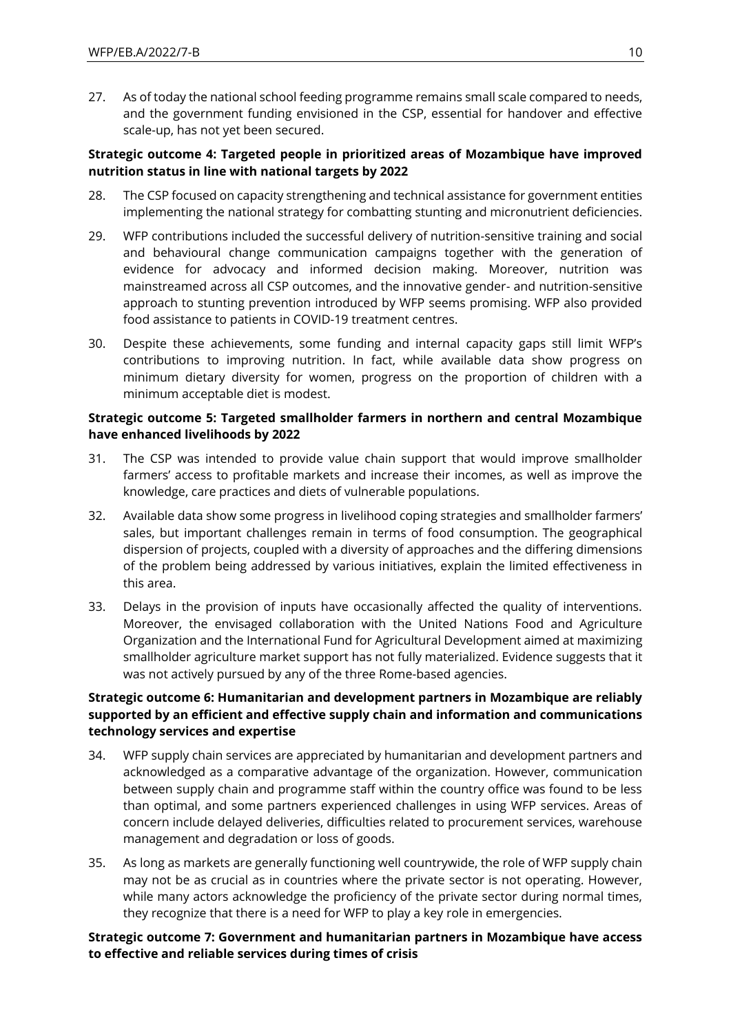27. As of today the national school feeding programme remains small scale compared to needs, and the government funding envisioned in the CSP, essential for handover and effective scale-up, has not yet been secured.

**Strategic outcome 4: Targeted people in prioritized areas of Mozambique have improved nutrition status in line with national targets by 2022**

28. The CSP focused on capacity strengthening and technical assistance for government entities implementing the national strategy for combatting stunting and micronutrient deficiencies.

29. WFP contributions included the successful delivery of nutrition-sensitive training and social and behavioural change communication campaigns together with the generation of evidence for advocacy and informed decision making. Moreover, nutrition was mainstreamed across all CSP outcomes, and the innovative gender- and nutrition-sensitive approach to stunting prevention introduced by WFP seems promising. WFP also provided food assistance to patients in COVID-19 treatment centres.

30. Despite these achievements, some funding and internal capacity gaps still limit WFP's contributions to improving nutrition. In fact, while available data show progress on minimum dietary diversity for women, progress on the proportion of children with a minimum acceptable diet is modest.

**Strategic outcome 5: Targeted smallholder farmers in northern and central Mozambique have enhanced livelihoods by 2022**

31. The CSP was intended to provide value chain support that would improve smallholder farmers' access to profitable markets and increase their incomes, as well as improve the knowledge, care practices and diets of vulnerable populations.

32. Available data show some progress in livelihood coping strategies and smallholder farmers' sales, but important challenges remain in terms of food consumption. The geographical dispersion of projects, coupled with a diversity of approaches and the differing dimensions of the problem being addressed by various initiatives, explain the limited effectiveness in this area.

33. Delays in the provision of inputs have occasionally affected the quality of interventions. Moreover, the envisaged collaboration with the United Nations Food and Agriculture Organization and the International Fund for Agricultural Development aimed at maximizing smallholder agriculture market support has not fully materialized. Evidence suggests that it was not actively pursued by any of the three Rome-based agencies.

**Strategic outcome 6: Humanitarian and development partners in Mozambique are reliably supported by an efficient and effective supply chain and information and communications technology services and expertise**

34. WFP supply chain services are appreciated by humanitarian and development partners and acknowledged as a comparative advantage of the organization. However, communication between supply chain and programme staff within the country office was found to be less than optimal, and some partners experienced challenges in using WFP services. Areas of concern include delayed deliveries, difficulties related to procurement services, warehouse management and degradation or loss of goods.

35. As long as markets are generally functioning well countrywide, the role of WFP supply chain may not be as crucial as in countries where the private sector is not operating. However, while many actors acknowledge the proficiency of the private sector during normal times, they recognize that there is a need for WFP to play a key role in emergencies.

**Strategic outcome 7: Government and humanitarian partners in Mozambique have access to effective and reliable services during times of crisis**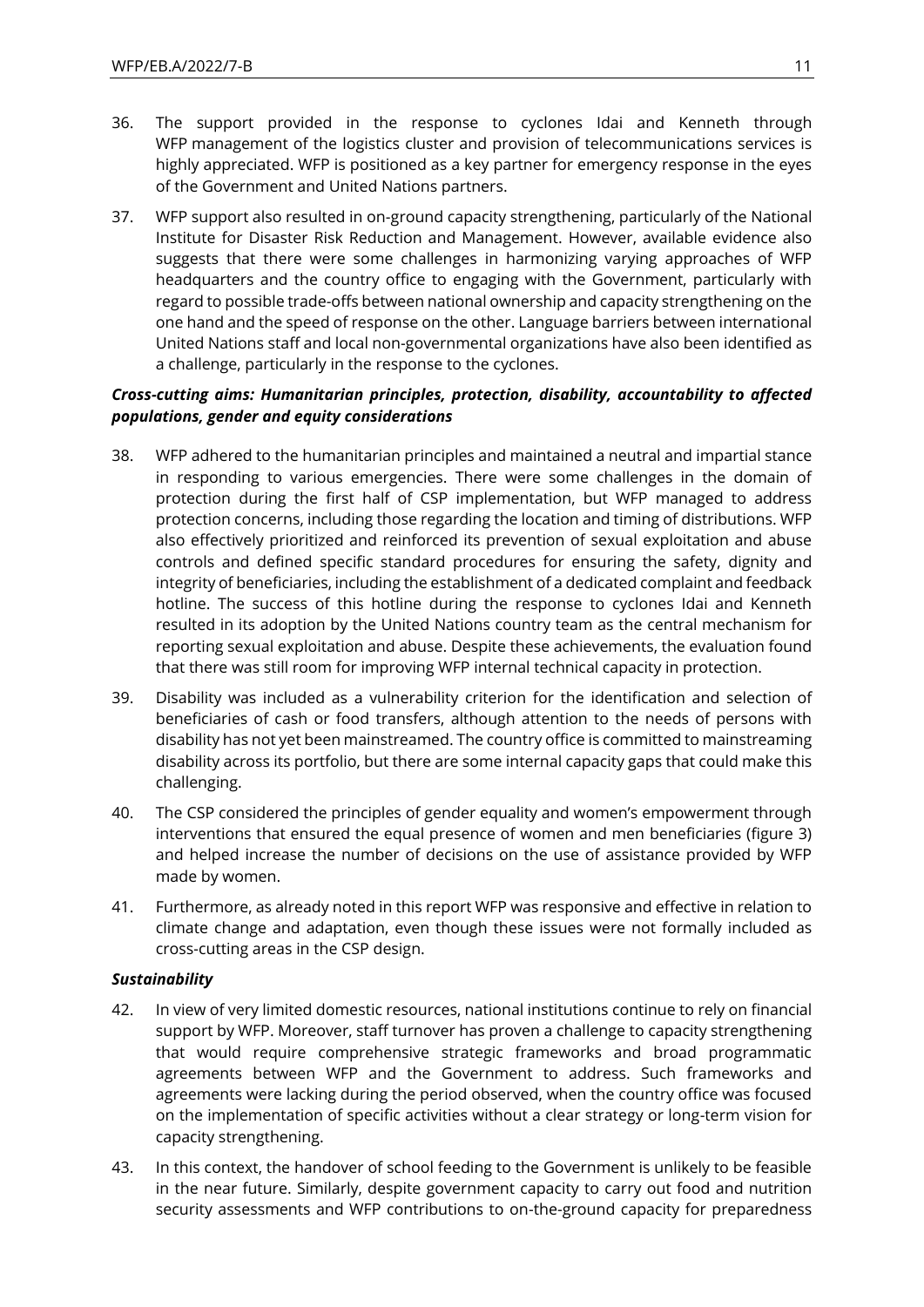36. The support provided in the response to cyclones Idai and Kenneth through WFP management of the logistics cluster and provision of telecommunications services is highly appreciated. WFP is positioned as a key partner for emergency response in the eyes of the Government and United Nations partners.

37. WFP support also resulted in on-ground capacity strengthening, particularly of the National Institute for Disaster Risk Reduction and Management. However, available evidence also suggests that there were some challenges in harmonizing varying approaches of WFP headquarters and the country office to engaging with the Government, particularly with regard to possible trade-offs between national ownership and capacity strengthening on the one hand and the speed of response on the other. Language barriers between international United Nations staff and local non-governmental organizations have also been identified as a challenge, particularly in the response to the cyclones.

***Cross-cutting aims: Humanitarian principles, protection, disability, accountability to affected populations, gender and equity considerations***

38. WFP adhered to the humanitarian principles and maintained a neutral and impartial stance in responding to various emergencies. There were some challenges in the domain of protection during the first half of CSP implementation, but WFP managed to address protection concerns, including those regarding the location and timing of distributions. WFP also effectively prioritized and reinforced its prevention of sexual exploitation and abuse controls and defined specific standard procedures for ensuring the safety, dignity and integrity of beneficiaries, including the establishment of a dedicated complaint and feedback hotline. The success of this hotline during the response to cyclones Idai and Kenneth resulted in its adoption by the United Nations country team as the central mechanism for reporting sexual exploitation and abuse. Despite these achievements, the evaluation found that there was still room for improving WFP internal technical capacity in protection.

39. Disability was included as a vulnerability criterion for the identification and selection of beneficiaries of cash or food transfers, although attention to the needs of persons with disability has not yet been mainstreamed. The country office is committed to mainstreaming disability across its portfolio, but there are some internal capacity gaps that could make this challenging.

40. The CSP considered the principles of gender equality and women's empowerment through interventions that ensured the equal presence of women and men beneficiaries (figure 3) and helped increase the number of decisions on the use of assistance provided by WFP made by women.

41. Furthermore, as already noted in this report WFP was responsive and effective in relation to climate change and adaptation, even though these issues were not formally included as cross-cutting areas in the CSP design.

***Sustainability***

42. In view of very limited domestic resources, national institutions continue to rely on financial support by WFP. Moreover, staff turnover has proven a challenge to capacity strengthening that would require comprehensive strategic frameworks and broad programmatic agreements between WFP and the Government to address. Such frameworks and agreements were lacking during the period observed, when the country office was focused on the implementation of specific activities without a clear strategy or long-term vision for capacity strengthening.

43. In this context, the handover of school feeding to the Government is unlikely to be feasible in the near future. Similarly, despite government capacity to carry out food and nutrition security assessments and WFP contributions to on-the-ground capacity for preparedness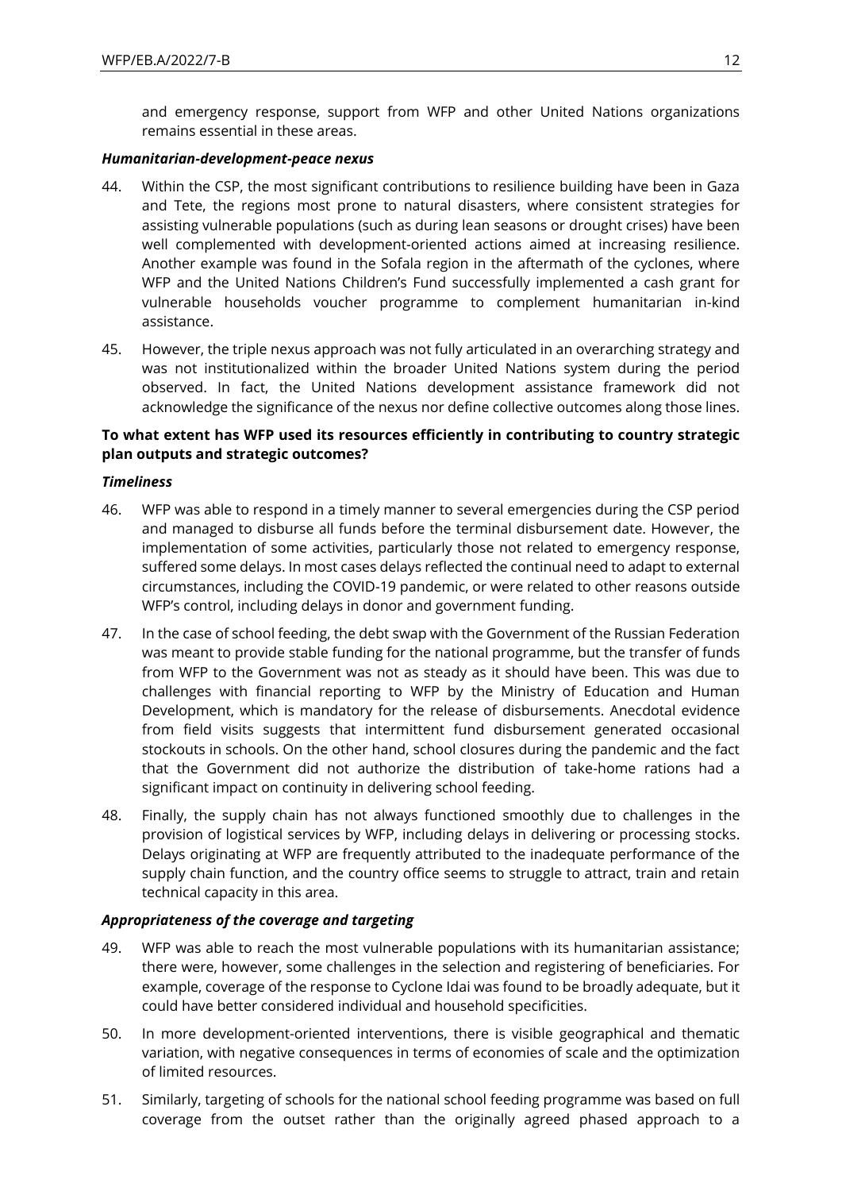and emergency response, support from WFP and other United Nations organizations remains essential in these areas.

***Humanitarian-development-peace nexus***

44. Within the CSP, the most significant contributions to resilience building have been in Gaza and Tete, the regions most prone to natural disasters, where consistent strategies for assisting vulnerable populations (such as during lean seasons or drought crises) have been well complemented with development-oriented actions aimed at increasing resilience. Another example was found in the Sofala region in the aftermath of the cyclones, where WFP and the United Nations Children's Fund successfully implemented a cash grant for vulnerable households voucher programme to complement humanitarian in-kind assistance.

45. However, the triple nexus approach was not fully articulated in an overarching strategy and was not institutionalized within the broader United Nations system during the period observed. In fact, the United Nations development assistance framework did not acknowledge the significance of the nexus nor define collective outcomes along those lines.

**To what extent has WFP used its resources efficiently in contributing to country strategic plan outputs and strategic outcomes?**

***Timeliness***

46. WFP was able to respond in a timely manner to several emergencies during the CSP period and managed to disburse all funds before the terminal disbursement date. However, the implementation of some activities, particularly those not related to emergency response, suffered some delays. In most cases delays reflected the continual need to adapt to external circumstances, including the COVID-19 pandemic, or were related to other reasons outside WFP's control, including delays in donor and government funding.

47. In the case of school feeding, the debt swap with the Government of the Russian Federation was meant to provide stable funding for the national programme, but the transfer of funds from WFP to the Government was not as steady as it should have been. This was due to challenges with financial reporting to WFP by the Ministry of Education and Human Development, which is mandatory for the release of disbursements. Anecdotal evidence from field visits suggests that intermittent fund disbursement generated occasional stockouts in schools. On the other hand, school closures during the pandemic and the fact that the Government did not authorize the distribution of take-home rations had a significant impact on continuity in delivering school feeding.

48. Finally, the supply chain has not always functioned smoothly due to challenges in the provision of logistical services by WFP, including delays in delivering or processing stocks. Delays originating at WFP are frequently attributed to the inadequate performance of the supply chain function, and the country office seems to struggle to attract, train and retain technical capacity in this area.

***Appropriateness of the coverage and targeting***

49. WFP was able to reach the most vulnerable populations with its humanitarian assistance; there were, however, some challenges in the selection and registering of beneficiaries. For example, coverage of the response to Cyclone Idai was found to be broadly adequate, but it could have better considered individual and household specificities.

50. In more development-oriented interventions, there is visible geographical and thematic variation, with negative consequences in terms of economies of scale and the optimization of limited resources.

51. Similarly, targeting of schools for the national school feeding programme was based on full coverage from the outset rather than the originally agreed phased approach to a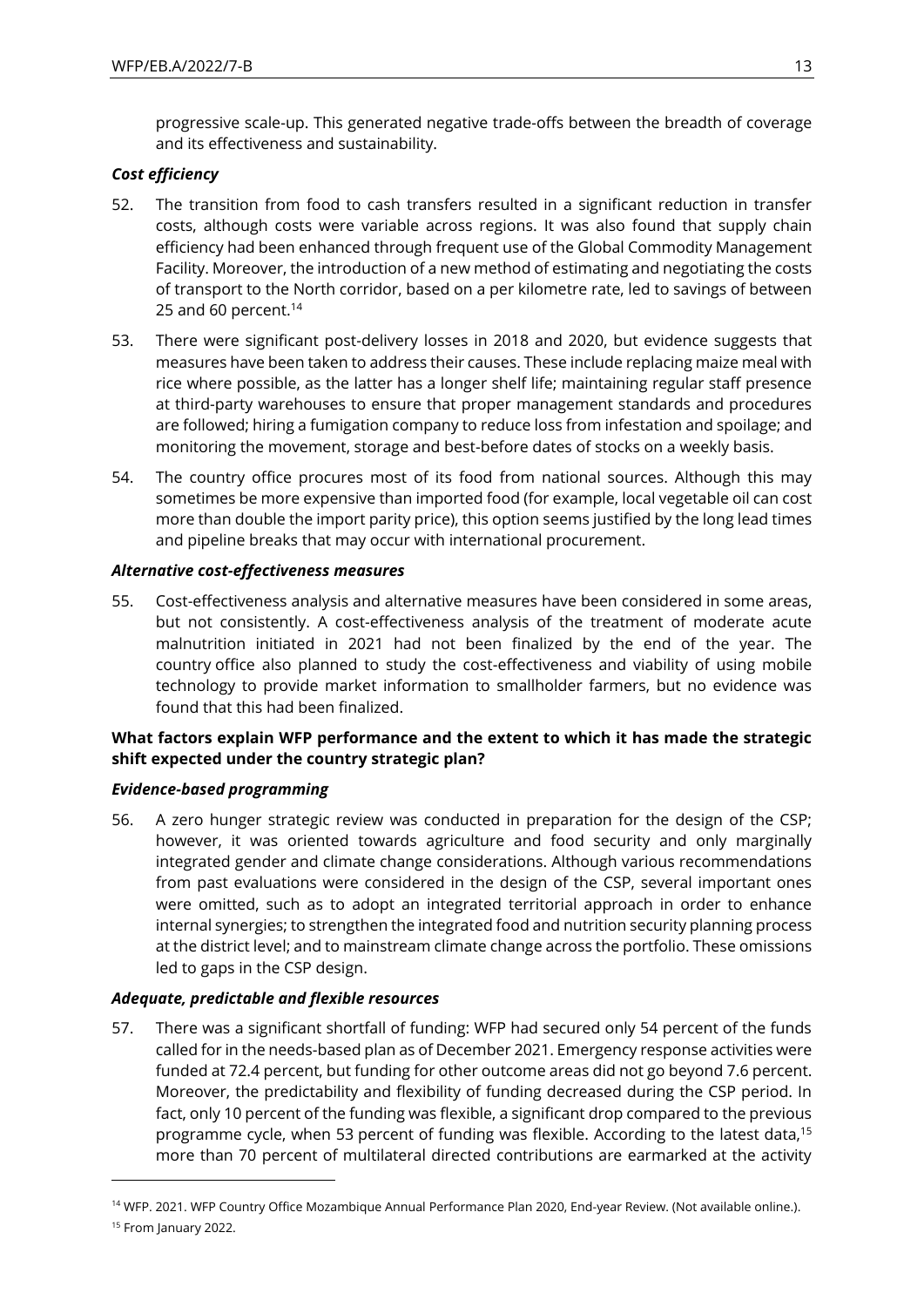progressive scale-up. This generated negative trade-offs between the breadth of coverage and its effectiveness and sustainability.

***Cost efficiency***

52. The transition from food to cash transfers resulted in a significant reduction in transfer costs, although costs were variable across regions. It was also found that supply chain efficiency had been enhanced through frequent use of the Global Commodity Management Facility. Moreover, the introduction of a new method of estimating and negotiating the costs of transport to the North corridor, based on a per kilometre rate, led to savings of between 25 and 60 percent.[14]

53. There were significant post-delivery losses in 2018 and 2020, but evidence suggests that measures have been taken to address their causes. These include replacing maize meal with rice where possible, as the latter has a longer shelf life; maintaining regular staff presence at third-party warehouses to ensure that proper management standards and procedures are followed; hiring a fumigation company to reduce loss from infestation and spoilage; and monitoring the movement, storage and best-before dates of stocks on a weekly basis.

54. The country office procures most of its food from national sources. Although this may sometimes be more expensive than imported food (for example, local vegetable oil can cost more than double the import parity price), this option seems justified by the long lead times and pipeline breaks that may occur with international procurement.

***Alternative cost-effectiveness measures***

55. Cost-effectiveness analysis and alternative measures have been considered in some areas, but not consistently. A cost-effectiveness analysis of the treatment of moderate acute malnutrition initiated in 2021 had not been finalized by the end of the year. The country office also planned to study the cost-effectiveness and viability of using mobile technology to provide market information to smallholder farmers, but no evidence was found that this had been finalized.

**What factors explain WFP performance and the extent to which it has made the strategic shift expected under the country strategic plan?**

***Evidence-based programming***

56. A zero hunger strategic review was conducted in preparation for the design of the CSP; however, it was oriented towards agriculture and food security and only marginally integrated gender and climate change considerations. Although various recommendations from past evaluations were considered in the design of the CSP, several important ones were omitted, such as to adopt an integrated territorial approach in order to enhance internal synergies; to strengthen the integrated food and nutrition security planning process at the district level; and to mainstream climate change across the portfolio. These omissions led to gaps in the CSP design.

***Adequate, predictable and flexible resources***

57. There was a significant shortfall of funding: WFP had secured only 54 percent of the funds called for in the needs-based plan as of December 2021. Emergency response activities were funded at 72.4 percent, but funding for other outcome areas did not go beyond 7.6 percent. Moreover, the predictability and flexibility of funding decreased during the CSP period. In fact, only 10 percent of the funding was flexible, a significant drop compared to the previous programme cycle, when 53 percent of funding was flexible. According to the latest data,[15] more than 70 percent of multilateral directed contributions are earmarked at the activity

---

[14] WFP. 2021. WFP Country Office Mozambique Annual Performance Plan 2020, End-year Review. (Not available online.).

[15] From January 2022.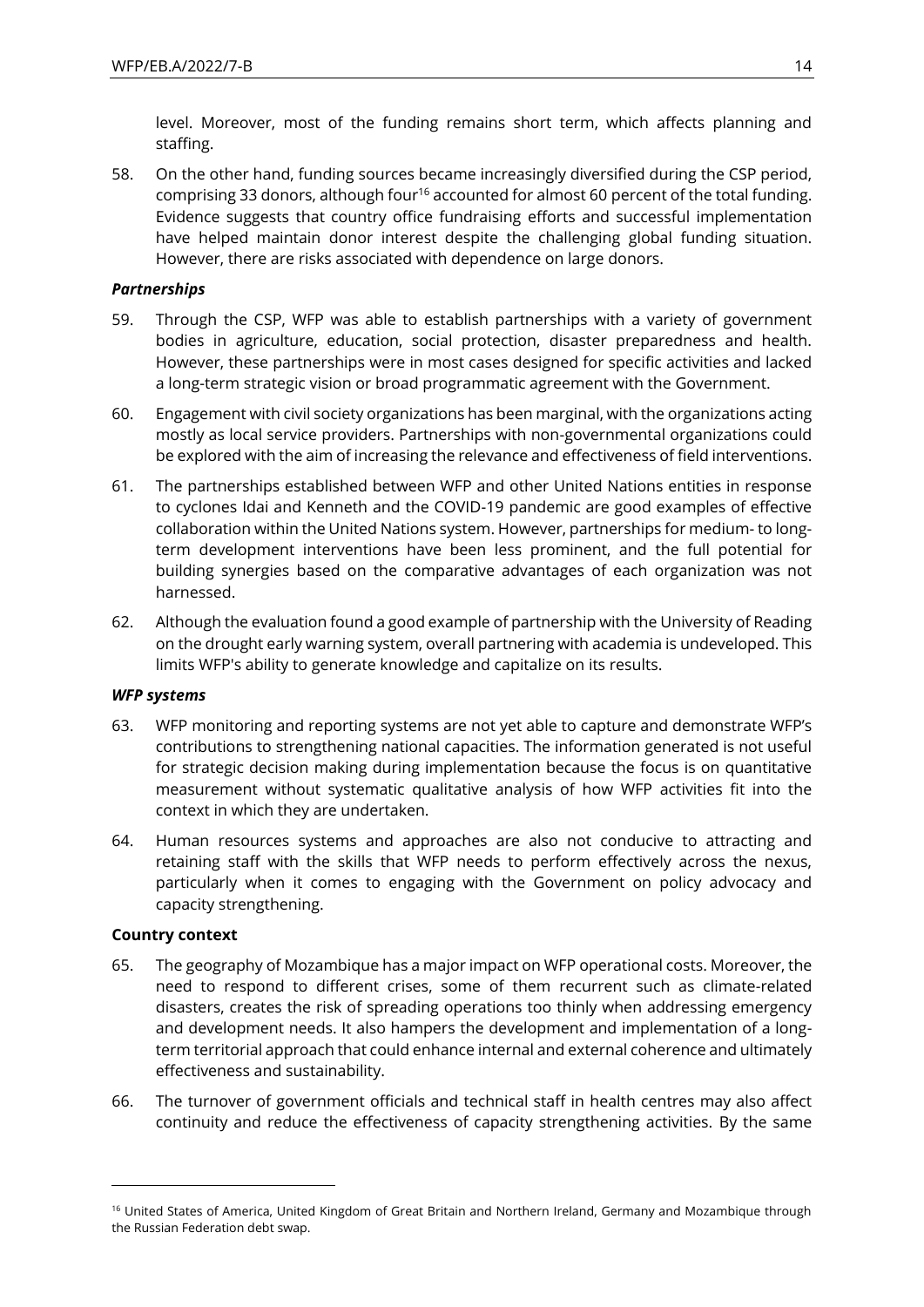level. Moreover, most of the funding remains short term, which affects planning and staffing.

58. On the other hand, funding sources became increasingly diversified during the CSP period, comprising 33 donors, although four[16] accounted for almost 60 percent of the total funding. Evidence suggests that country office fundraising efforts and successful implementation have helped maintain donor interest despite the challenging global funding situation. However, there are risks associated with dependence on large donors.

***Partnerships***

59. Through the CSP, WFP was able to establish partnerships with a variety of government bodies in agriculture, education, social protection, disaster preparedness and health. However, these partnerships were in most cases designed for specific activities and lacked a long-term strategic vision or broad programmatic agreement with the Government.

60. Engagement with civil society organizations has been marginal, with the organizations acting mostly as local service providers. Partnerships with non-governmental organizations could be explored with the aim of increasing the relevance and effectiveness of field interventions.

61. The partnerships established between WFP and other United Nations entities in response to cyclones Idai and Kenneth and the COVID-19 pandemic are good examples of effective collaboration within the United Nations system. However, partnerships for medium- to long-term development interventions have been less prominent, and the full potential for building synergies based on the comparative advantages of each organization was not harnessed.

62. Although the evaluation found a good example of partnership with the University of Reading on the drought early warning system, overall partnering with academia is undeveloped. This limits WFP's ability to generate knowledge and capitalize on its results.

***WFP systems***

63. WFP monitoring and reporting systems are not yet able to capture and demonstrate WFP's contributions to strengthening national capacities. The information generated is not useful for strategic decision making during implementation because the focus is on quantitative measurement without systematic qualitative analysis of how WFP activities fit into the context in which they are undertaken.

64. Human resources systems and approaches are also not conducive to attracting and retaining staff with the skills that WFP needs to perform effectively across the nexus, particularly when it comes to engaging with the Government on policy advocacy and capacity strengthening.

**Country context**

65. The geography of Mozambique has a major impact on WFP operational costs. Moreover, the need to respond to different crises, some of them recurrent such as climate-related disasters, creates the risk of spreading operations too thinly when addressing emergency and development needs. It also hampers the development and implementation of a long-term territorial approach that could enhance internal and external coherence and ultimately effectiveness and sustainability.

66. The turnover of government officials and technical staff in health centres may also affect continuity and reduce the effectiveness of capacity strengthening activities. By the same

---

[16] United States of America, United Kingdom of Great Britain and Northern Ireland, Germany and Mozambique through the Russian Federation debt swap.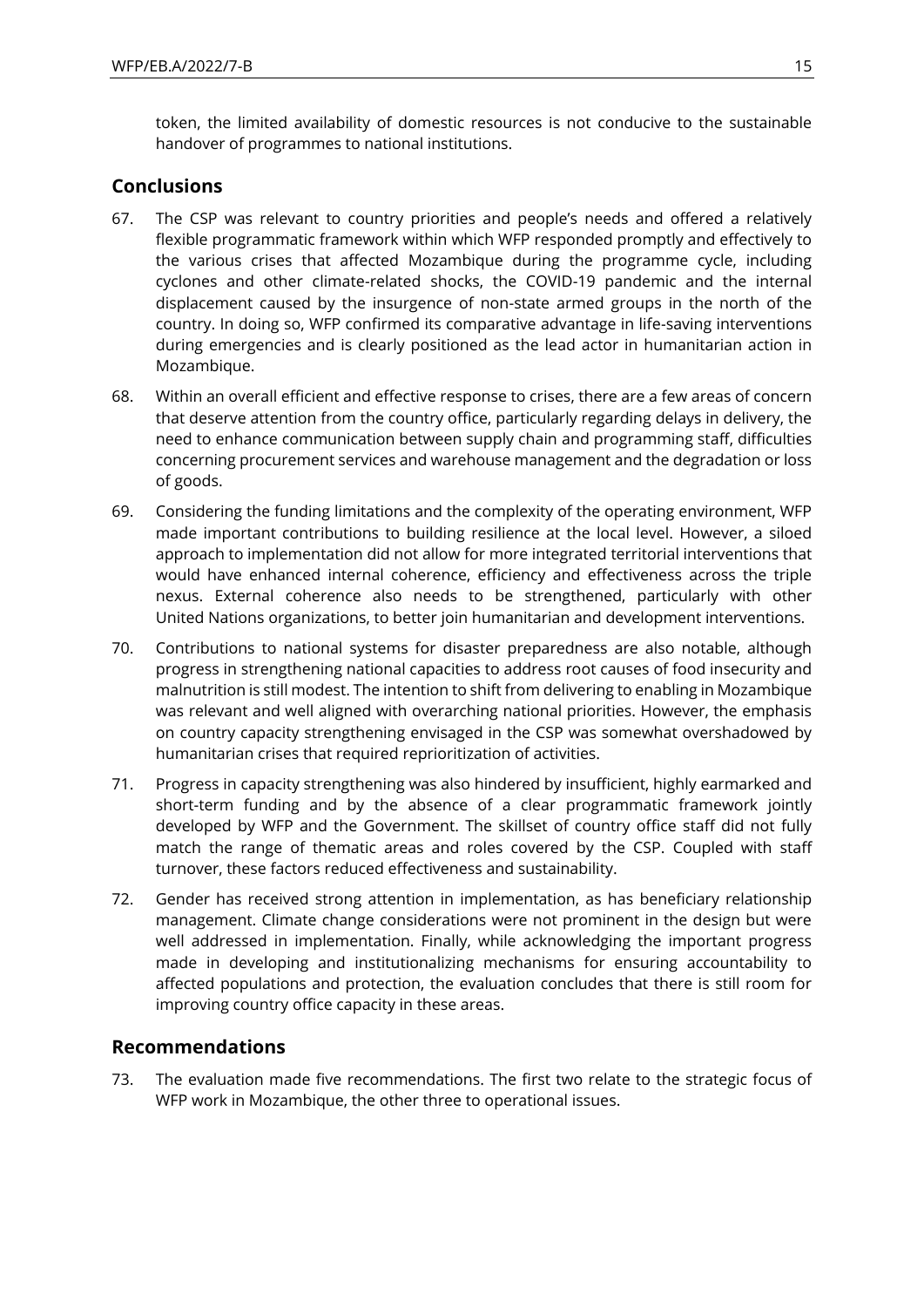token, the limited availability of domestic resources is not conducive to the sustainable handover of programmes to national institutions.

## Conclusions

67. The CSP was relevant to country priorities and people's needs and offered a relatively flexible programmatic framework within which WFP responded promptly and effectively to the various crises that affected Mozambique during the programme cycle, including cyclones and other climate-related shocks, the COVID-19 pandemic and the internal displacement caused by the insurgence of non-state armed groups in the north of the country. In doing so, WFP confirmed its comparative advantage in life-saving interventions during emergencies and is clearly positioned as the lead actor in humanitarian action in Mozambique.

68. Within an overall efficient and effective response to crises, there are a few areas of concern that deserve attention from the country office, particularly regarding delays in delivery, the need to enhance communication between supply chain and programming staff, difficulties concerning procurement services and warehouse management and the degradation or loss of goods.

69. Considering the funding limitations and the complexity of the operating environment, WFP made important contributions to building resilience at the local level. However, a siloed approach to implementation did not allow for more integrated territorial interventions that would have enhanced internal coherence, efficiency and effectiveness across the triple nexus. External coherence also needs to be strengthened, particularly with other United Nations organizations, to better join humanitarian and development interventions.

70. Contributions to national systems for disaster preparedness are also notable, although progress in strengthening national capacities to address root causes of food insecurity and malnutrition is still modest. The intention to shift from delivering to enabling in Mozambique was relevant and well aligned with overarching national priorities. However, the emphasis on country capacity strengthening envisaged in the CSP was somewhat overshadowed by humanitarian crises that required reprioritization of activities.

71. Progress in capacity strengthening was also hindered by insufficient, highly earmarked and short-term funding and by the absence of a clear programmatic framework jointly developed by WFP and the Government. The skillset of country office staff did not fully match the range of thematic areas and roles covered by the CSP. Coupled with staff turnover, these factors reduced effectiveness and sustainability.

72. Gender has received strong attention in implementation, as has beneficiary relationship management. Climate change considerations were not prominent in the design but were well addressed in implementation. Finally, while acknowledging the important progress made in developing and institutionalizing mechanisms for ensuring accountability to affected populations and protection, the evaluation concludes that there is still room for improving country office capacity in these areas.

## Recommendations

73. The evaluation made five recommendations. The first two relate to the strategic focus of WFP work in Mozambique, the other three to operational issues.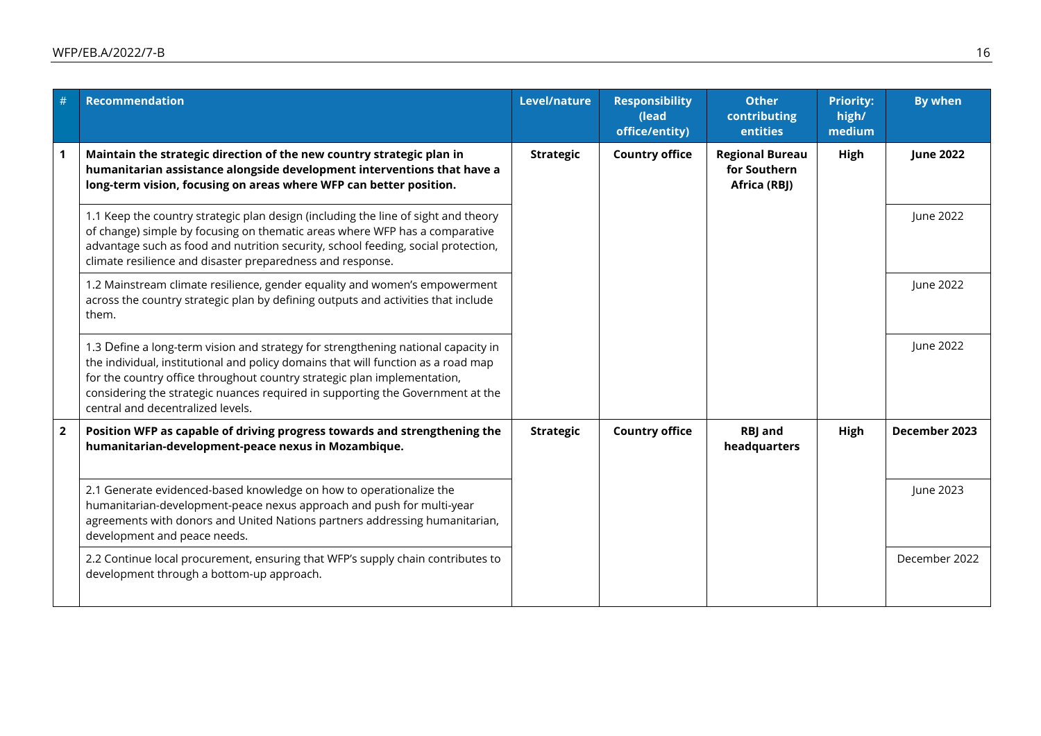| # | Recommendation | Level/nature | Responsibility (lead office/entity) | Other contributing entities | Priority: high/ medium | By when |
|---|---|---|---|---|---|---|
| **1** | **Maintain the strategic direction of the new country strategic plan in humanitarian assistance alongside development interventions that have a long-term vision, focusing on areas where WFP can better position.** | **Strategic** | **Country office** | **Regional Bureau for Southern Africa (RBJ)** | **High** | **June 2022** |
| | 1.1 Keep the country strategic plan design (including the line of sight and theory of change) simple by focusing on thematic areas where WFP has a comparative advantage such as food and nutrition security, school feeding, social protection, climate resilience and disaster preparedness and response. | | | | | June 2022 |
| | 1.2 Mainstream climate resilience, gender equality and women's empowerment across the country strategic plan by defining outputs and activities that include them. | | | | | June 2022 |
| | 1.3 Define a long-term vision and strategy for strengthening national capacity in the individual, institutional and policy domains that will function as a road map for the country office throughout country strategic plan implementation, considering the strategic nuances required in supporting the Government at the central and decentralized levels. | | | | | June 2022 |
| **2** | **Position WFP as capable of driving progress towards and strengthening the humanitarian-development-peace nexus in Mozambique.** | **Strategic** | **Country office** | **RBJ and headquarters** | **High** | **December 2023** |
| | 2.1 Generate evidenced-based knowledge on how to operationalize the humanitarian-development-peace nexus approach and push for multi-year agreements with donors and United Nations partners addressing humanitarian, development and peace needs. | | | | | June 2023 |
| | 2.2 Continue local procurement, ensuring that WFP's supply chain contributes to development through a bottom-up approach. | | | | | December 2022 |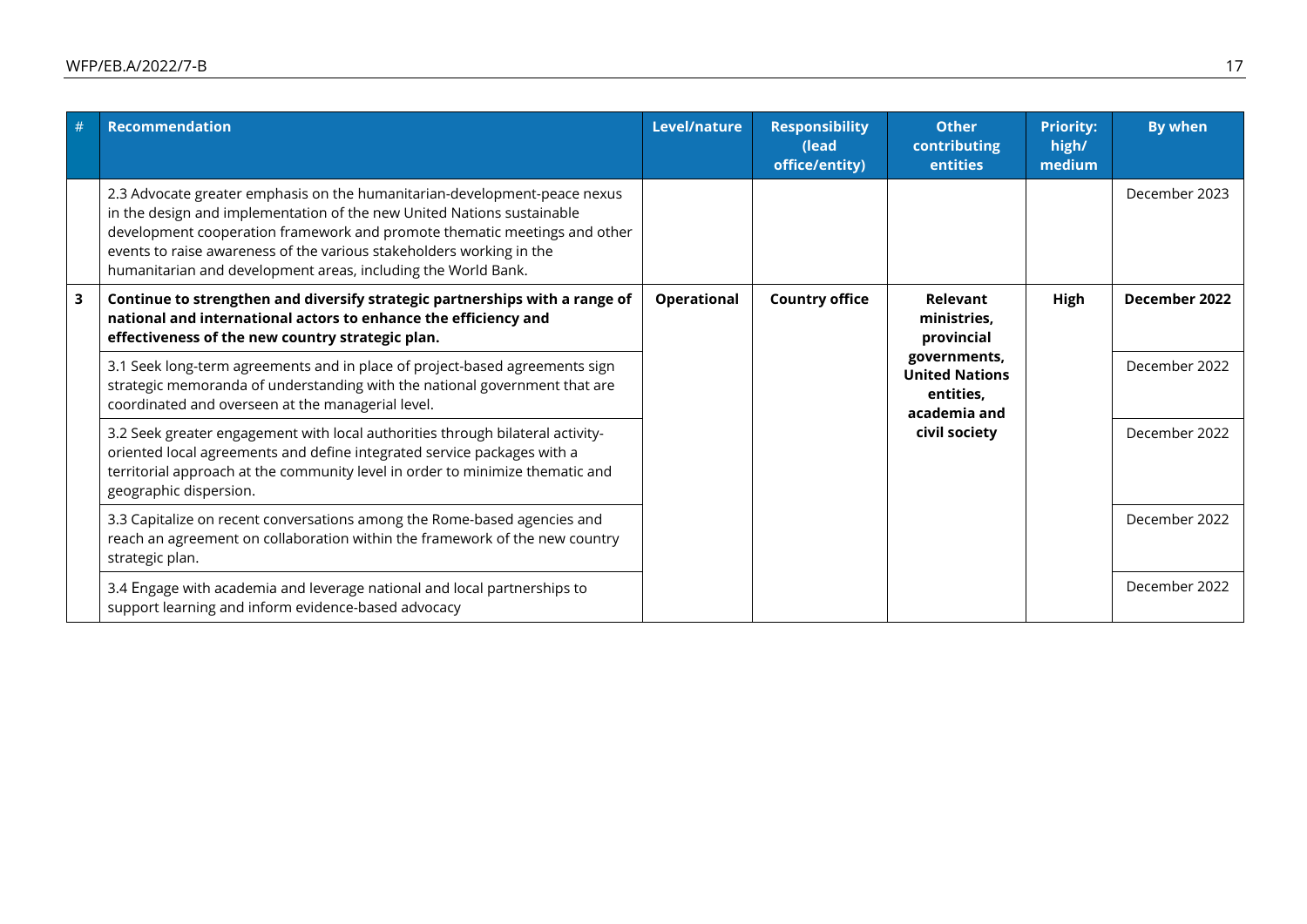| # | Recommendation | Level/nature | Responsibility (lead office/entity) | Other contributing entities | Priority: high/ medium | By when |
|---|---|---|---|---|---|---|
| | 2.3 Advocate greater emphasis on the humanitarian-development-peace nexus in the design and implementation of the new United Nations sustainable development cooperation framework and promote thematic meetings and other events to raise awareness of the various stakeholders working in the humanitarian and development areas, including the World Bank. | | | | | December 2023 |
| **3** | **Continue to strengthen and diversify strategic partnerships with a range of national and international actors to enhance the efficiency and effectiveness of the new country strategic plan.** | **Operational** | **Country office** | **Relevant ministries, provincial governments, United Nations entities, academia and civil society** | **High** | **December 2022** |
| | 3.1 Seek long-term agreements and in place of project-based agreements sign strategic memoranda of understanding with the national government that are coordinated and overseen at the managerial level. | | | | | December 2022 |
| | 3.2 Seek greater engagement with local authorities through bilateral activity-oriented local agreements and define integrated service packages with a territorial approach at the community level in order to minimize thematic and geographic dispersion. | | | | | December 2022 |
| | 3.3 Capitalize on recent conversations among the Rome-based agencies and reach an agreement on collaboration within the framework of the new country strategic plan. | | | | | December 2022 |
| | 3.4 Engage with academia and leverage national and local partnerships to support learning and inform evidence-based advocacy | | | | | December 2022 |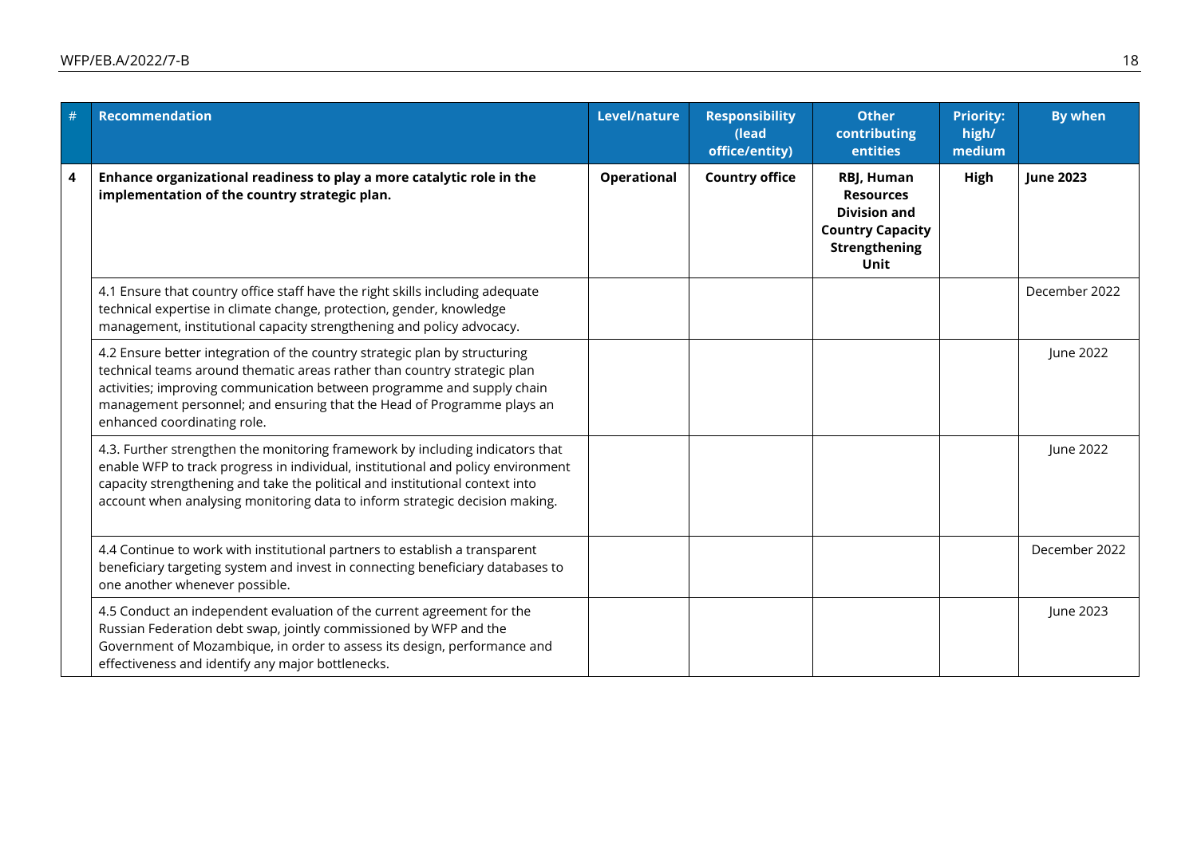| # | Recommendation | Level/nature | Responsibility (lead office/entity) | Other contributing entities | Priority: high/ medium | By when |
|---|---|---|---|---|---|---|
| **4** | **Enhance organizational readiness to play a more catalytic role in the implementation of the country strategic plan.** | **Operational** | **Country office** | **RBJ, Human Resources Division and Country Capacity Strengthening Unit** | **High** | **June 2023** |
| | 4.1 Ensure that country office staff have the right skills including adequate technical expertise in climate change, protection, gender, knowledge management, institutional capacity strengthening and policy advocacy. | | | | | December 2022 |
| | 4.2 Ensure better integration of the country strategic plan by structuring technical teams around thematic areas rather than country strategic plan activities; improving communication between programme and supply chain management personnel; and ensuring that the Head of Programme plays an enhanced coordinating role. | | | | | June 2022 |
| | 4.3. Further strengthen the monitoring framework by including indicators that enable WFP to track progress in individual, institutional and policy environment capacity strengthening and take the political and institutional context into account when analysing monitoring data to inform strategic decision making. | | | | | June 2022 |
| | 4.4 Continue to work with institutional partners to establish a transparent beneficiary targeting system and invest in connecting beneficiary databases to one another whenever possible. | | | | | December 2022 |
| | 4.5 Conduct an independent evaluation of the current agreement for the Russian Federation debt swap, jointly commissioned by WFP and the Government of Mozambique, in order to assess its design, performance and effectiveness and identify any major bottlenecks. | | | | | June 2023 |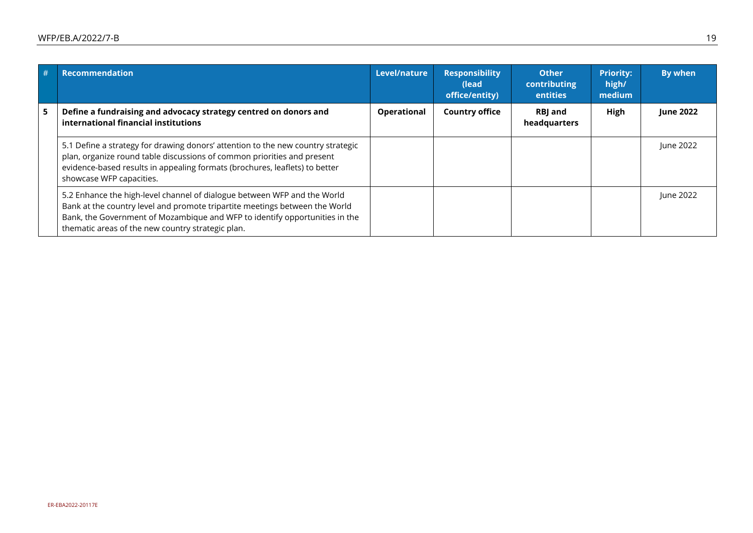| # | Recommendation | Level/nature | Responsibility (lead office/entity) | Other contributing entities | Priority: high/ medium | By when |
|---|---|---|---|---|---|---|
| **5** | **Define a fundraising and advocacy strategy centred on donors and international financial institutions** | **Operational** | **Country office** | **RBJ and headquarters** | **High** | **June 2022** |
| | 5.1 Define a strategy for drawing donors' attention to the new country strategic plan, organize round table discussions of common priorities and present evidence-based results in appealing formats (brochures, leaflets) to better showcase WFP capacities. | | | | | June 2022 |
| | 5.2 Enhance the high-level channel of dialogue between WFP and the World Bank at the country level and promote tripartite meetings between the World Bank, the Government of Mozambique and WFP to identify opportunities in the thematic areas of the new country strategic plan. | | | | | June 2022 |

ER-EBA2022-20117E